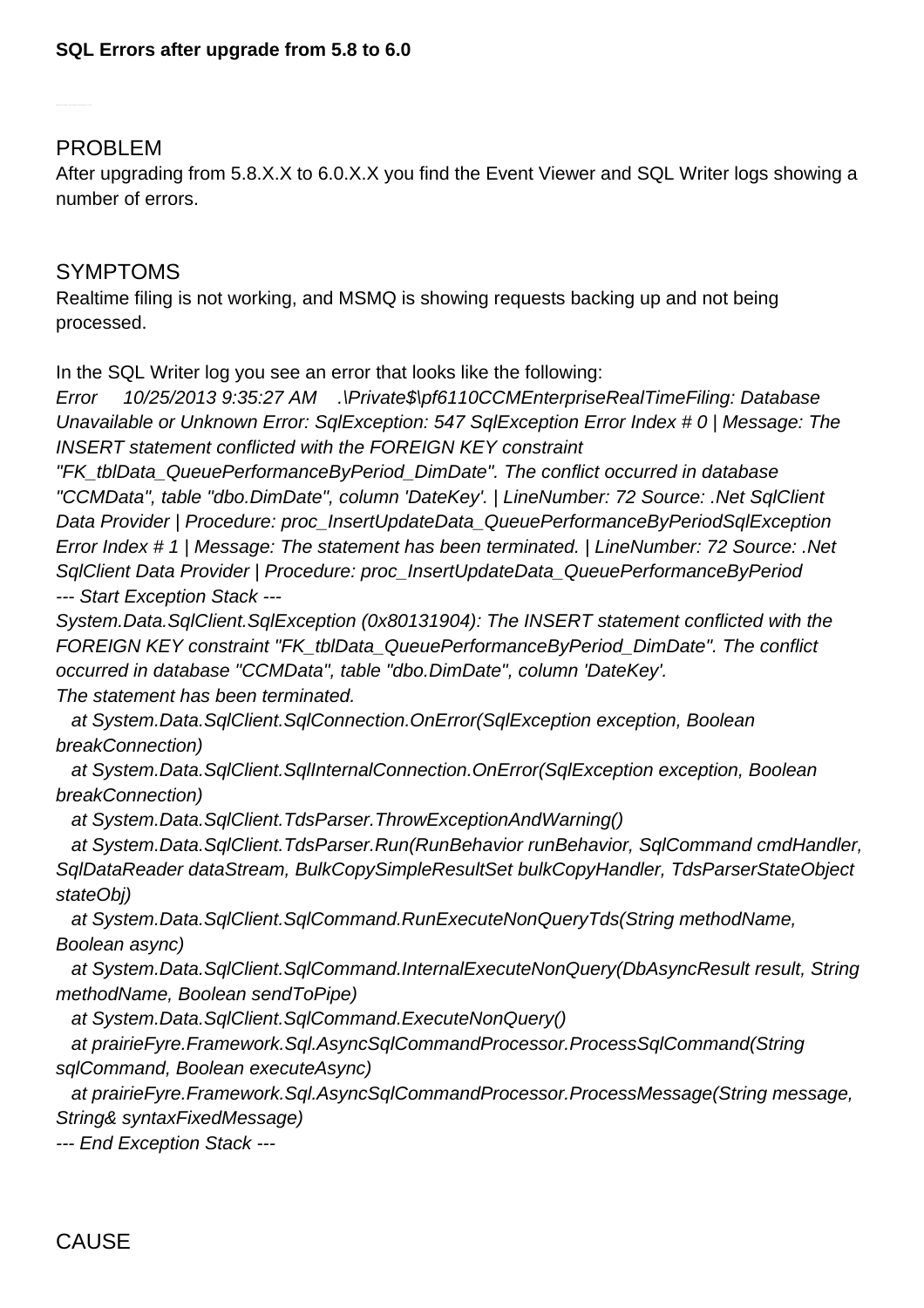**SQL Errors after upgrade from 5.8 to 6.0**

## PROBLEM

After upgrading from 5.8.X.X to 6.0.X.X you find the Event Viewer and SQL Writer logs showing a number of errors.

## SYMPTOMS

Realtime filing is not working, and MSMQ is showing requests backing up and not being processed.

In the SQL Writer log you see an error that looks like the following:

*Error 10/25/2013 9:35:27 AM .\Private$\pf6110CCMEnterpriseRealTimeFiling: Database Unavailable or Unknown Error: SqlException: 547 SqlException Error Index # 0 | Message: The INSERT statement conflicted with the FOREIGN KEY constraint "FK_tblData_QueuePerformanceByPeriod_DimDate". The conflict occurred in database "CCMData", table "dbo.DimDate", column 'DateKey'. | LineNumber: 72 Source: .Net SqlClient Data Provider | Procedure: proc_InsertUpdateData_QueuePerformanceByPeriodSqlException Error Index # 1 | Message: The statement has been terminated. | LineNumber: 72 Source: .Net SqlClient Data Provider | Procedure: proc_InsertUpdateData_QueuePerformanceByPeriod*
*--- Start Exception Stack ---*
*System.Data.SqlClient.SqlException (0x80131904): The INSERT statement conflicted with the FOREIGN KEY constraint "FK_tblData_QueuePerformanceByPeriod_DimDate". The conflict occurred in database "CCMData", table "dbo.DimDate", column 'DateKey'.*
*The statement has been terminated.*
*at System.Data.SqlClient.SqlConnection.OnError(SqlException exception, Boolean breakConnection)*
*at System.Data.SqlClient.SqlInternalConnection.OnError(SqlException exception, Boolean breakConnection)*
*at System.Data.SqlClient.TdsParser.ThrowExceptionAndWarning()*
*at System.Data.SqlClient.TdsParser.Run(RunBehavior runBehavior, SqlCommand cmdHandler, SqlDataReader dataStream, BulkCopySimpleResultSet bulkCopyHandler, TdsParserStateObject stateObj)*
*at System.Data.SqlClient.SqlCommand.RunExecuteNonQueryTds(String methodName, Boolean async)*
*at System.Data.SqlClient.SqlCommand.InternalExecuteNonQuery(DbAsyncResult result, String methodName, Boolean sendToPipe)*
*at System.Data.SqlClient.SqlCommand.ExecuteNonQuery()*
*at prairieFyre.Framework.Sql.AsyncSqlCommandProcessor.ProcessSqlCommand(String sqlCommand, Boolean executeAsync)*
*at prairieFyre.Framework.Sql.AsyncSqlCommandProcessor.ProcessMessage(String message, String& syntaxFixedMessage)*
*--- End Exception Stack ---*

## CAUSE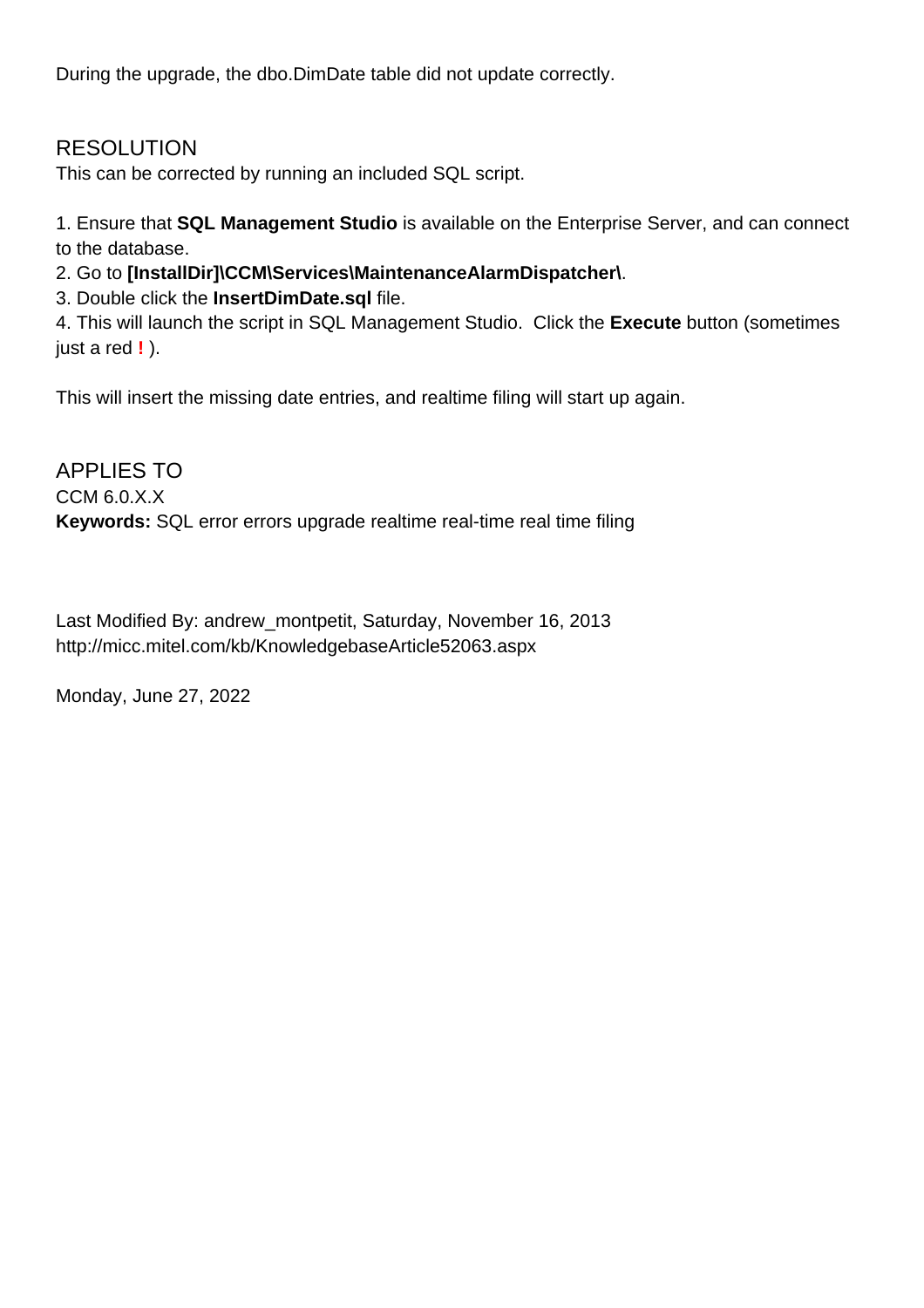During the upgrade, the dbo.DimDate table did not update correctly.

## RESOLUTION

This can be corrected by running an included SQL script.

1. Ensure that **SQL Management Studio** is available on the Enterprise Server, and can connect to the database.
2. Go to **[InstallDir]\CCM\Services\MaintenanceAlarmDispatcher\**.
3. Double click the **InsertDimDate.sql** file.
4. This will launch the script in SQL Management Studio. Click the **Execute** button (sometimes just a red **!** ).

This will insert the missing date entries, and realtime filing will start up again.

## APPLIES TO

CCM 6.0.X.X
**Keywords:** SQL error errors upgrade realtime real-time real time filing

Last Modified By: andrew_montpetit, Saturday, November 16, 2013
http://micc.mitel.com/kb/KnowledgebaseArticle52063.aspx

Monday, June 27, 2022